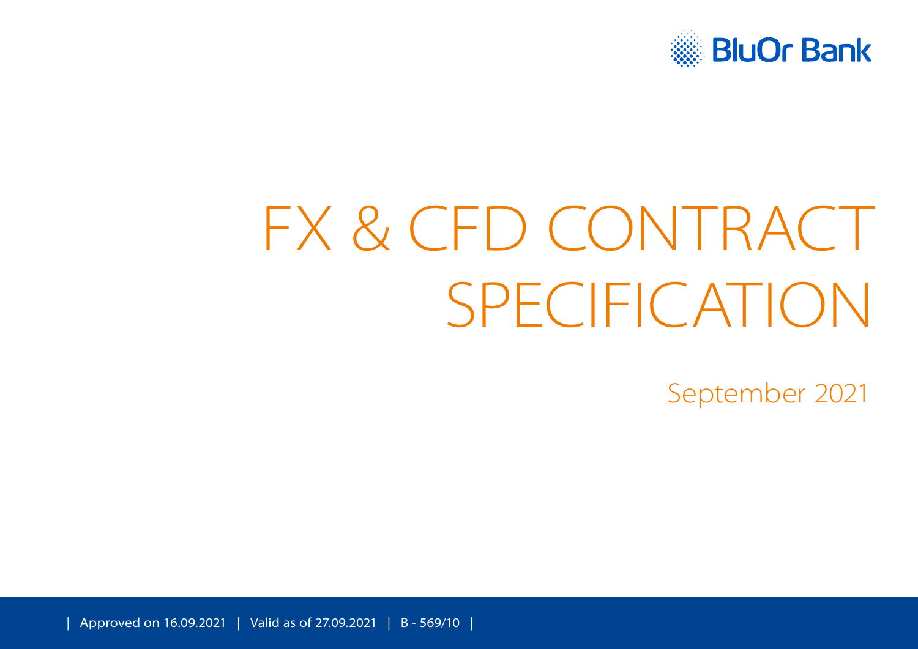BluOr Bank

# FX & CFD CONTRACT SPECIFICATION

September 2021

| Approved on 16.09.2021 | Valid as of 27.09.2021 | B - 569/10 |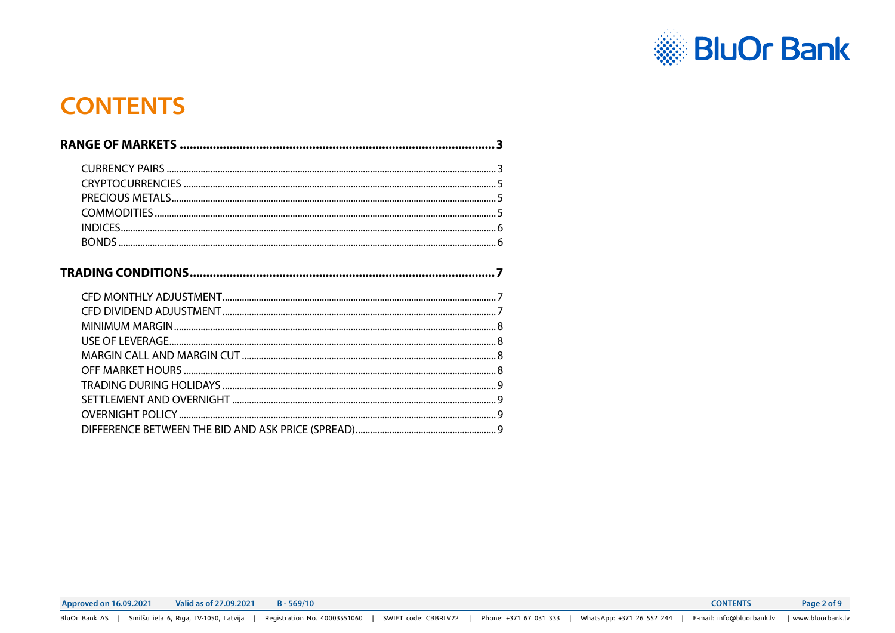# CONTENTS

**RANGE OF MARKETS** ..... **3**

- CURRENCY PAIRS ..... 3
- CRYPTOCURRENCIES ..... 5
- PRECIOUS METALS ..... 5
- COMMODITIES ..... 5
- INDICES ..... 6
- BONDS ..... 6

**TRADING CONDITIONS** ..... **7**

- CFD MONTHLY ADJUSTMENT ..... 7
- CFD DIVIDEND ADJUSTMENT ..... 7
- MINIMUM MARGIN ..... 8
- USE OF LEVERAGE ..... 8
- MARGIN CALL AND MARGIN CUT ..... 8
- OFF MARKET HOURS ..... 8
- TRADING DURING HOLIDAYS ..... 9
- SETTLEMENT AND OVERNIGHT ..... 9
- OVERNIGHT POLICY ..... 9
- DIFFERENCE BETWEEN THE BID AND ASK PRICE (SPREAD) ..... 9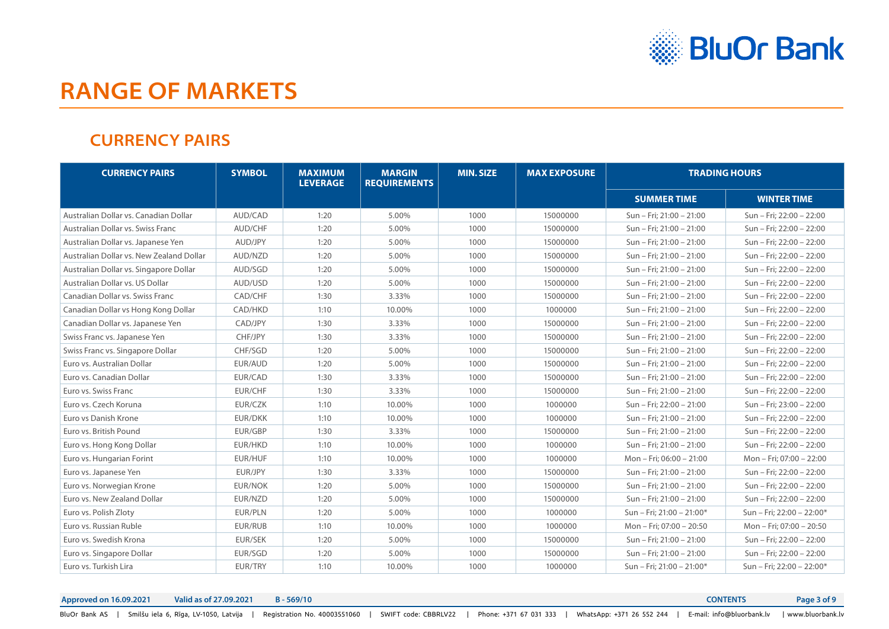# RANGE OF MARKETS

## CURRENCY PAIRS

| CURRENCY PAIRS | SYMBOL | MAXIMUM LEVERAGE | MARGIN REQUIREMENTS | MIN. SIZE | MAX EXPOSURE | TRADING HOURS | |
|---|---|---|---|---|---|---|---|
| | | | | | | SUMMER TIME | WINTER TIME |
| Australian Dollar vs. Canadian Dollar | AUD/CAD | 1:20 | 5.00% | 1000 | 15000000 | Sun – Fri; 21:00 – 21:00 | Sun – Fri; 22:00 – 22:00 |
| Australian Dollar vs. Swiss Franc | AUD/CHF | 1:20 | 5.00% | 1000 | 15000000 | Sun – Fri; 21:00 – 21:00 | Sun – Fri; 22:00 – 22:00 |
| Australian Dollar vs. Japanese Yen | AUD/JPY | 1:20 | 5.00% | 1000 | 15000000 | Sun – Fri; 21:00 – 21:00 | Sun – Fri; 22:00 – 22:00 |
| Australian Dollar vs. New Zealand Dollar | AUD/NZD | 1:20 | 5.00% | 1000 | 15000000 | Sun – Fri; 21:00 – 21:00 | Sun – Fri; 22:00 – 22:00 |
| Australian Dollar vs. Singapore Dollar | AUD/SGD | 1:20 | 5.00% | 1000 | 15000000 | Sun – Fri; 21:00 – 21:00 | Sun – Fri; 22:00 – 22:00 |
| Australian Dollar vs. US Dollar | AUD/USD | 1:20 | 5.00% | 1000 | 15000000 | Sun – Fri; 21:00 – 21:00 | Sun – Fri; 22:00 – 22:00 |
| Canadian Dollar vs. Swiss Franc | CAD/CHF | 1:30 | 3.33% | 1000 | 15000000 | Sun – Fri; 21:00 – 21:00 | Sun – Fri; 22:00 – 22:00 |
| Canadian Dollar vs Hong Kong Dollar | CAD/HKD | 1:10 | 10.00% | 1000 | 1000000 | Sun – Fri; 21:00 – 21:00 | Sun – Fri; 22:00 – 22:00 |
| Canadian Dollar vs. Japanese Yen | CAD/JPY | 1:30 | 3.33% | 1000 | 15000000 | Sun – Fri; 21:00 – 21:00 | Sun – Fri; 22:00 – 22:00 |
| Swiss Franc vs. Japanese Yen | CHF/JPY | 1:30 | 3.33% | 1000 | 15000000 | Sun – Fri; 21:00 – 21:00 | Sun – Fri; 22:00 – 22:00 |
| Swiss Franc vs. Singapore Dollar | CHF/SGD | 1:20 | 5.00% | 1000 | 15000000 | Sun – Fri; 21:00 – 21:00 | Sun – Fri; 22:00 – 22:00 |
| Euro vs. Australian Dollar | EUR/AUD | 1:20 | 5.00% | 1000 | 15000000 | Sun – Fri; 21:00 – 21:00 | Sun – Fri; 22:00 – 22:00 |
| Euro vs. Canadian Dollar | EUR/CAD | 1:30 | 3.33% | 1000 | 15000000 | Sun – Fri; 21:00 – 21:00 | Sun – Fri; 22:00 – 22:00 |
| Euro vs. Swiss Franc | EUR/CHF | 1:30 | 3.33% | 1000 | 15000000 | Sun – Fri; 21:00 – 21:00 | Sun – Fri; 22:00 – 22:00 |
| Euro vs. Czech Koruna | EUR/CZK | 1:10 | 10.00% | 1000 | 1000000 | Sun – Fri; 22:00 – 21:00 | Sun – Fri; 23:00 – 22:00 |
| Euro vs Danish Krone | EUR/DKK | 1:10 | 10.00% | 1000 | 1000000 | Sun – Fri; 21:00 – 21:00 | Sun – Fri; 22:00 – 22:00 |
| Euro vs. British Pound | EUR/GBP | 1:30 | 3.33% | 1000 | 15000000 | Sun – Fri; 21:00 – 21:00 | Sun – Fri; 22:00 – 22:00 |
| Euro vs. Hong Kong Dollar | EUR/HKD | 1:10 | 10.00% | 1000 | 1000000 | Sun – Fri; 21:00 – 21:00 | Sun – Fri; 22:00 – 22:00 |
| Euro vs. Hungarian Forint | EUR/HUF | 1:10 | 10.00% | 1000 | 1000000 | Mon – Fri; 06:00 – 21:00 | Mon – Fri; 07:00 – 22:00 |
| Euro vs. Japanese Yen | EUR/JPY | 1:30 | 3.33% | 1000 | 15000000 | Sun – Fri; 21:00 – 21:00 | Sun – Fri; 22:00 – 22:00 |
| Euro vs. Norwegian Krone | EUR/NOK | 1:20 | 5.00% | 1000 | 15000000 | Sun – Fri; 21:00 – 21:00 | Sun – Fri; 22:00 – 22:00 |
| Euro vs. New Zealand Dollar | EUR/NZD | 1:20 | 5.00% | 1000 | 15000000 | Sun – Fri; 21:00 – 21:00 | Sun – Fri; 22:00 – 22:00 |
| Euro vs. Polish Zloty | EUR/PLN | 1:20 | 5.00% | 1000 | 1000000 | Sun – Fri; 21:00 – 21:00* | Sun – Fri; 22:00 – 22:00* |
| Euro vs. Russian Ruble | EUR/RUB | 1:10 | 10.00% | 1000 | 1000000 | Mon – Fri; 07:00 – 20:50 | Mon – Fri; 07:00 – 20:50 |
| Euro vs. Swedish Krona | EUR/SEK | 1:20 | 5.00% | 1000 | 15000000 | Sun – Fri; 21:00 – 21:00 | Sun – Fri; 22:00 – 22:00 |
| Euro vs. Singapore Dollar | EUR/SGD | 1:20 | 5.00% | 1000 | 15000000 | Sun – Fri; 21:00 – 21:00 | Sun – Fri; 22:00 – 22:00 |
| Euro vs. Turkish Lira | EUR/TRY | 1:10 | 10.00% | 1000 | 1000000 | Sun – Fri; 21:00 – 21:00* | Sun – Fri; 22:00 – 22:00* |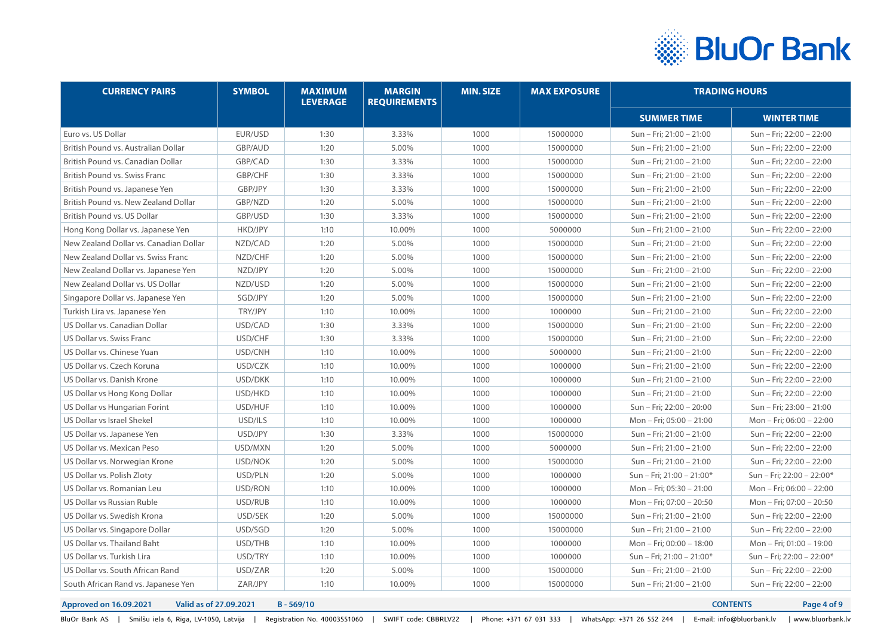| CURRENCY PAIRS | SYMBOL | MAXIMUM LEVERAGE | MARGIN REQUIREMENTS | MIN. SIZE | MAX EXPOSURE | TRADING HOURS | |
|---|---|---|---|---|---|---|---|
| | | | | | | SUMMER TIME | WINTER TIME |
| Euro vs. US Dollar | EUR/USD | 1:30 | 3.33% | 1000 | 15000000 | Sun – Fri; 21:00 – 21:00 | Sun – Fri; 22:00 – 22:00 |
| British Pound vs. Australian Dollar | GBP/AUD | 1:20 | 5.00% | 1000 | 15000000 | Sun – Fri; 21:00 – 21:00 | Sun – Fri; 22:00 – 22:00 |
| British Pound vs. Canadian Dollar | GBP/CAD | 1:30 | 3.33% | 1000 | 15000000 | Sun – Fri; 21:00 – 21:00 | Sun – Fri; 22:00 – 22:00 |
| British Pound vs. Swiss Franc | GBP/CHF | 1:30 | 3.33% | 1000 | 15000000 | Sun – Fri; 21:00 – 21:00 | Sun – Fri; 22:00 – 22:00 |
| British Pound vs. Japanese Yen | GBP/JPY | 1:30 | 3.33% | 1000 | 15000000 | Sun – Fri; 21:00 – 21:00 | Sun – Fri; 22:00 – 22:00 |
| British Pound vs. New Zealand Dollar | GBP/NZD | 1:20 | 5.00% | 1000 | 15000000 | Sun – Fri; 21:00 – 21:00 | Sun – Fri; 22:00 – 22:00 |
| British Pound vs. US Dollar | GBP/USD | 1:30 | 3.33% | 1000 | 15000000 | Sun – Fri; 21:00 – 21:00 | Sun – Fri; 22:00 – 22:00 |
| Hong Kong Dollar vs. Japanese Yen | HKD/JPY | 1:10 | 10.00% | 1000 | 5000000 | Sun – Fri; 21:00 – 21:00 | Sun – Fri; 22:00 – 22:00 |
| New Zealand Dollar vs. Canadian Dollar | NZD/CAD | 1:20 | 5.00% | 1000 | 15000000 | Sun – Fri; 21:00 – 21:00 | Sun – Fri; 22:00 – 22:00 |
| New Zealand Dollar vs. Swiss Franc | NZD/CHF | 1:20 | 5.00% | 1000 | 15000000 | Sun – Fri; 21:00 – 21:00 | Sun – Fri; 22:00 – 22:00 |
| New Zealand Dollar vs. Japanese Yen | NZD/JPY | 1:20 | 5.00% | 1000 | 15000000 | Sun – Fri; 21:00 – 21:00 | Sun – Fri; 22:00 – 22:00 |
| New Zealand Dollar vs. US Dollar | NZD/USD | 1:20 | 5.00% | 1000 | 15000000 | Sun – Fri; 21:00 – 21:00 | Sun – Fri; 22:00 – 22:00 |
| Singapore Dollar vs. Japanese Yen | SGD/JPY | 1:20 | 5.00% | 1000 | 15000000 | Sun – Fri; 21:00 – 21:00 | Sun – Fri; 22:00 – 22:00 |
| Turkish Lira vs. Japanese Yen | TRY/JPY | 1:10 | 10.00% | 1000 | 1000000 | Sun – Fri; 21:00 – 21:00 | Sun – Fri; 22:00 – 22:00 |
| US Dollar vs. Canadian Dollar | USD/CAD | 1:30 | 3.33% | 1000 | 15000000 | Sun – Fri; 21:00 – 21:00 | Sun – Fri; 22:00 – 22:00 |
| US Dollar vs. Swiss Franc | USD/CHF | 1:30 | 3.33% | 1000 | 15000000 | Sun – Fri; 21:00 – 21:00 | Sun – Fri; 22:00 – 22:00 |
| US Dollar vs. Chinese Yuan | USD/CNH | 1:10 | 10.00% | 1000 | 5000000 | Sun – Fri; 21:00 – 21:00 | Sun – Fri; 22:00 – 22:00 |
| US Dollar vs. Czech Koruna | USD/CZK | 1:10 | 10.00% | 1000 | 1000000 | Sun – Fri; 21:00 – 21:00 | Sun – Fri; 22:00 – 22:00 |
| US Dollar vs. Danish Krone | USD/DKK | 1:10 | 10.00% | 1000 | 1000000 | Sun – Fri; 21:00 – 21:00 | Sun – Fri; 22:00 – 22:00 |
| US Dollar vs Hong Kong Dollar | USD/HKD | 1:10 | 10.00% | 1000 | 1000000 | Sun – Fri; 21:00 – 21:00 | Sun – Fri; 22:00 – 22:00 |
| US Dollar vs Hungarian Forint | USD/HUF | 1:10 | 10.00% | 1000 | 1000000 | Sun – Fri; 22:00 – 20:00 | Sun – Fri; 23:00 – 21:00 |
| US Dollar vs Israel Shekel | USD/ILS | 1:10 | 10.00% | 1000 | 1000000 | Mon – Fri; 05:00 – 21:00 | Mon – Fri; 06:00 – 22:00 |
| US Dollar vs. Japanese Yen | USD/JPY | 1:30 | 3.33% | 1000 | 15000000 | Sun – Fri; 21:00 – 21:00 | Sun – Fri; 22:00 – 22:00 |
| US Dollar vs. Mexican Peso | USD/MXN | 1:20 | 5.00% | 1000 | 5000000 | Sun – Fri; 21:00 – 21:00 | Sun – Fri; 22:00 – 22:00 |
| US Dollar vs. Norwegian Krone | USD/NOK | 1:20 | 5.00% | 1000 | 15000000 | Sun – Fri; 21:00 – 21:00 | Sun – Fri; 22:00 – 22:00 |
| US Dollar vs. Polish Zloty | USD/PLN | 1:20 | 5.00% | 1000 | 1000000 | Sun – Fri; 21:00 – 21:00* | Sun – Fri; 22:00 – 22:00* |
| US Dollar vs. Romanian Leu | USD/RON | 1:10 | 10.00% | 1000 | 1000000 | Mon – Fri; 05:30 – 21:00 | Mon – Fri; 06:00 – 22:00 |
| US Dollar vs Russian Ruble | USD/RUB | 1:10 | 10.00% | 1000 | 1000000 | Mon – Fri; 07:00 – 20:50 | Mon – Fri; 07:00 – 20:50 |
| US Dollar vs. Swedish Krona | USD/SEK | 1:20 | 5.00% | 1000 | 15000000 | Sun – Fri; 21:00 – 21:00 | Sun – Fri; 22:00 – 22:00 |
| US Dollar vs. Singapore Dollar | USD/SGD | 1:20 | 5.00% | 1000 | 15000000 | Sun – Fri; 21:00 – 21:00 | Sun – Fri; 22:00 – 22:00 |
| US Dollar vs. Thailand Baht | USD/THB | 1:10 | 10.00% | 1000 | 1000000 | Mon – Fri; 00:00 – 18:00 | Mon – Fri; 01:00 – 19:00 |
| US Dollar vs. Turkish Lira | USD/TRY | 1:10 | 10.00% | 1000 | 1000000 | Sun – Fri; 21:00 – 21:00* | Sun – Fri; 22:00 – 22:00* |
| US Dollar vs. South African Rand | USD/ZAR | 1:20 | 5.00% | 1000 | 15000000 | Sun – Fri; 21:00 – 21:00 | Sun – Fri; 22:00 – 22:00 |
| South African Rand vs. Japanese Yen | ZAR/JPY | 1:10 | 10.00% | 1000 | 15000000 | Sun – Fri; 21:00 – 21:00 | Sun – Fri; 22:00 – 22:00 |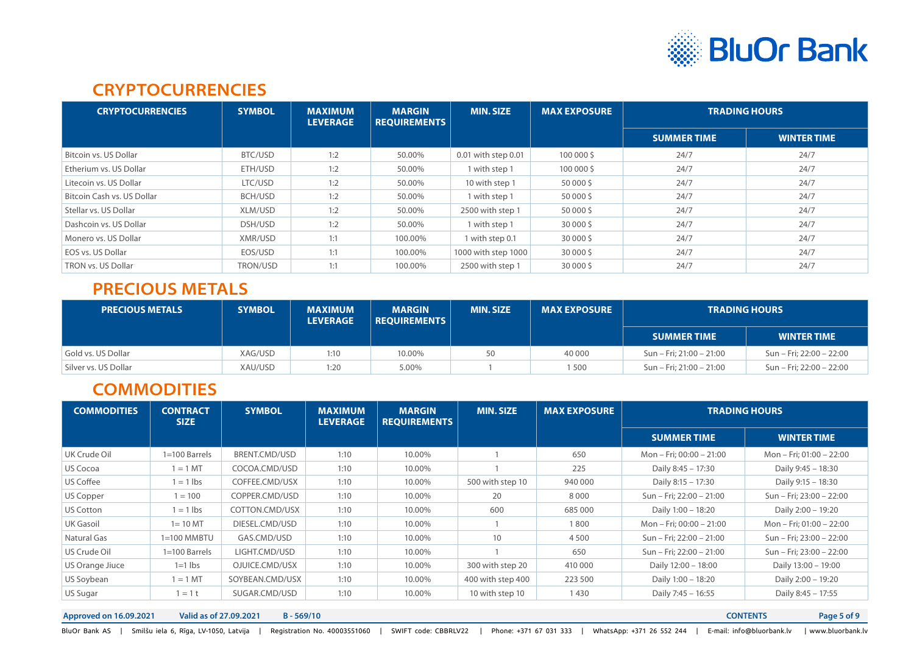## CRYPTOCURRENCIES

| CRYPTOCURRENCIES | SYMBOL | MAXIMUM LEVERAGE | MARGIN REQUIREMENTS | MIN. SIZE | MAX EXPOSURE | TRADING HOURS | |
|---|---|---|---|---|---|---|---|
| | | | | | | SUMMER TIME | WINTER TIME |
| Bitcoin vs. US Dollar | BTC/USD | 1:2 | 50.00% | 0.01 with step 0.01 | 100 000 $ | 24/7 | 24/7 |
| Etherium vs. US Dollar | ETH/USD | 1:2 | 50.00% | 1 with step 1 | 100 000 $ | 24/7 | 24/7 |
| Litecoin vs. US Dollar | LTC/USD | 1:2 | 50.00% | 10 with step 1 | 50 000 $ | 24/7 | 24/7 |
| Bitcoin Cash vs. US Dollar | BCH/USD | 1:2 | 50.00% | 1 with step 1 | 50 000 $ | 24/7 | 24/7 |
| Stellar vs. US Dollar | XLM/USD | 1:2 | 50.00% | 2500 with step 1 | 50 000 $ | 24/7 | 24/7 |
| Dashcoin vs. US Dollar | DSH/USD | 1:2 | 50.00% | 1 with step 1 | 30 000 $ | 24/7 | 24/7 |
| Monero vs. US Dollar | XMR/USD | 1:1 | 100.00% | 1 with step 0.1 | 30 000 $ | 24/7 | 24/7 |
| EOS vs. US Dollar | EOS/USD | 1:1 | 100.00% | 1000 with step 1000 | 30 000 $ | 24/7 | 24/7 |
| TRON vs. US Dollar | TRON/USD | 1:1 | 100.00% | 2500 with step 1 | 30 000 $ | 24/7 | 24/7 |

## PRECIOUS METALS

| PRECIOUS METALS | SYMBOL | MAXIMUM LEVERAGE | MARGIN REQUIREMENTS | MIN. SIZE | MAX EXPOSURE | TRADING HOURS | |
|---|---|---|---|---|---|---|---|
| | | | | | | SUMMER TIME | WINTER TIME |
| Gold vs. US Dollar | XAG/USD | 1:10 | 10.00% | 50 | 40 000 | Sun – Fri; 21:00 – 21:00 | Sun – Fri; 22:00 – 22:00 |
| Silver vs. US Dollar | XAU/USD | 1:20 | 5.00% | 1 | 1 500 | Sun – Fri; 21:00 – 21:00 | Sun – Fri; 22:00 – 22:00 |

## COMMODITIES

| COMMODITIES | CONTRACT SIZE | SYMBOL | MAXIMUM LEVERAGE | MARGIN REQUIREMENTS | MIN. SIZE | MAX EXPOSURE | TRADING HOURS | |
|---|---|---|---|---|---|---|---|---|
| | | | | | | | SUMMER TIME | WINTER TIME |
| UK Crude Oil | 1=100 Barrels | BRENT.CMD/USD | 1:10 | 10.00% | 1 | 650 | Mon – Fri; 00:00 – 21:00 | Mon – Fri; 01:00 – 22:00 |
| US Cocoa | 1 = 1 MT | COCOA.CMD/USD | 1:10 | 10.00% | 1 | 225 | Daily 8:45 – 17:30 | Daily 9:45 – 18:30 |
| US Coffee | 1 = 1 lbs | COFFEE.CMD/USX | 1:10 | 10.00% | 500 with step 10 | 940 000 | Daily 8:15 – 17:30 | Daily 9:15 – 18:30 |
| US Copper | 1 = 100 | COPPER.CMD/USD | 1:10 | 10.00% | 20 | 8 000 | Sun – Fri; 22:00 – 21:00 | Sun – Fri; 23:00 – 22:00 |
| US Cotton | 1 = 1 lbs | COTTON.CMD/USX | 1:10 | 10.00% | 600 | 685 000 | Daily 1:00 – 18:20 | Daily 2:00 – 19:20 |
| UK Gasoil | 1= 10 MT | DIESEL.CMD/USD | 1:10 | 10.00% | 1 | 1 800 | Mon – Fri; 00:00 – 21:00 | Mon – Fri; 01:00 – 22:00 |
| Natural Gas | 1=100 MMBTU | GAS.CMD/USD | 1:10 | 10.00% | 10 | 4 500 | Sun – Fri; 22:00 – 21:00 | Sun – Fri; 23:00 – 22:00 |
| US Crude Oil | 1=100 Barrels | LIGHT.CMD/USD | 1:10 | 10.00% | 1 | 650 | Sun – Fri; 22:00 – 21:00 | Sun – Fri; 23:00 – 22:00 |
| US Orange Jiuce | 1=1 lbs | OJUICE.CMD/USX | 1:10 | 10.00% | 300 with step 20 | 410 000 | Daily 12:00 – 18:00 | Daily 13:00 – 19:00 |
| US Soybean | 1 = 1 MT | SOYBEAN.CMD/USX | 1:10 | 10.00% | 400 with step 400 | 223 500 | Daily 1:00 – 18:20 | Daily 2:00 – 19:20 |
| US Sugar | 1 = 1 t | SUGAR.CMD/USD | 1:10 | 10.00% | 10 with step 10 | 1 430 | Daily 7:45 – 16:55 | Daily 8:45 – 17:55 |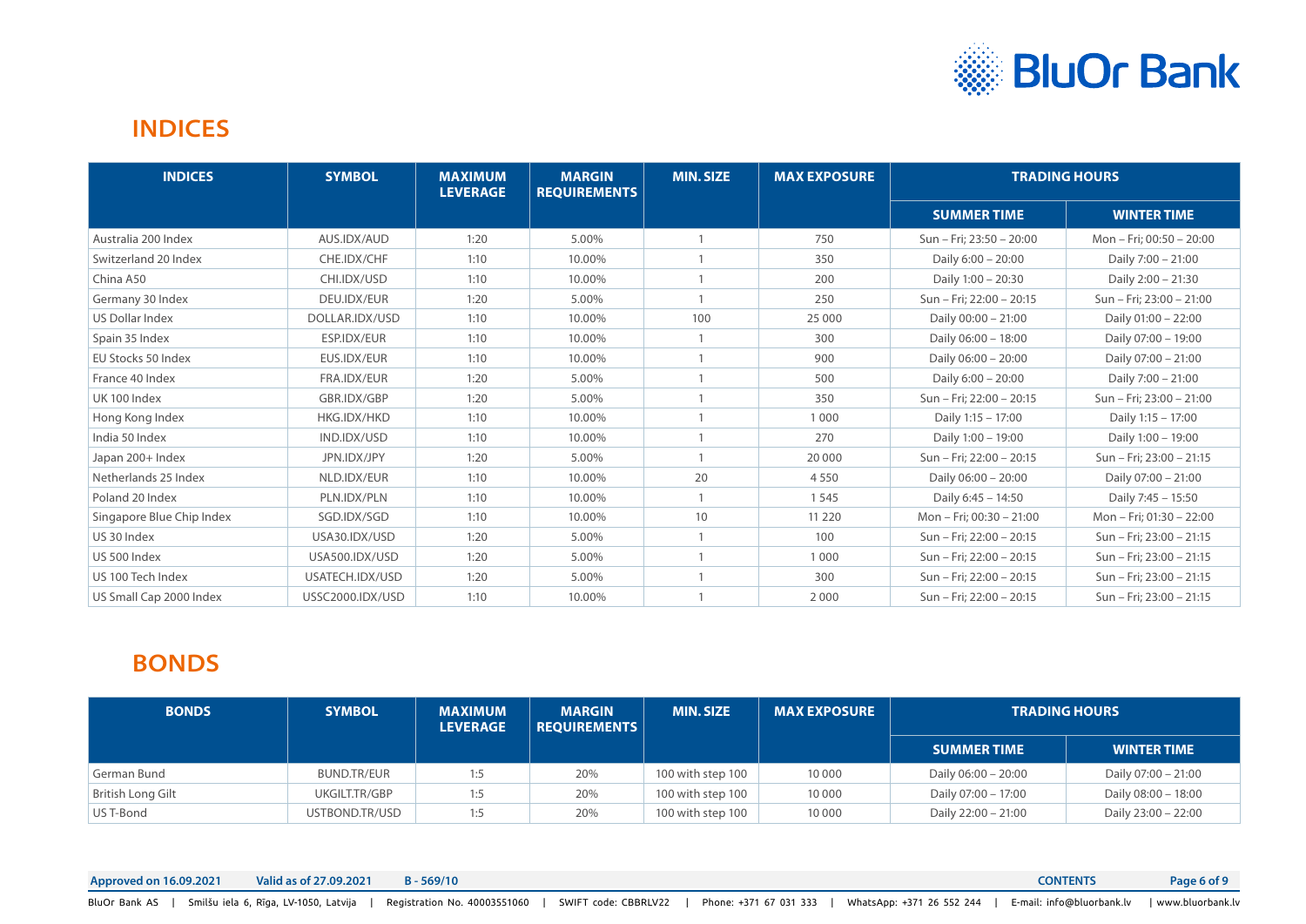## INDICES

| INDICES | SYMBOL | MAXIMUM LEVERAGE | MARGIN REQUIREMENTS | MIN. SIZE | MAX EXPOSURE | TRADING HOURS | |
|---|---|---|---|---|---|---|---|
| | | | | | | SUMMER TIME | WINTER TIME |
| Australia 200 Index | AUS.IDX/AUD | 1:20 | 5.00% | 1 | 750 | Sun – Fri; 23:50 – 20:00 | Mon – Fri; 00:50 – 20:00 |
| Switzerland 20 Index | CHE.IDX/CHF | 1:10 | 10.00% | 1 | 350 | Daily 6:00 – 20:00 | Daily 7:00 – 21:00 |
| China A50 | CHI.IDX/USD | 1:10 | 10.00% | 1 | 200 | Daily 1:00 – 20:30 | Daily 2:00 – 21:30 |
| Germany 30 Index | DEU.IDX/EUR | 1:20 | 5.00% | 1 | 250 | Sun – Fri; 22:00 – 20:15 | Sun – Fri; 23:00 – 21:00 |
| US Dollar Index | DOLLAR.IDX/USD | 1:10 | 10.00% | 100 | 25 000 | Daily 00:00 – 21:00 | Daily 01:00 – 22:00 |
| Spain 35 Index | ESP.IDX/EUR | 1:10 | 10.00% | 1 | 300 | Daily 06:00 – 18:00 | Daily 07:00 – 19:00 |
| EU Stocks 50 Index | EUS.IDX/EUR | 1:10 | 10.00% | 1 | 900 | Daily 06:00 – 20:00 | Daily 07:00 – 21:00 |
| France 40 Index | FRA.IDX/EUR | 1:20 | 5.00% | 1 | 500 | Daily 6:00 – 20:00 | Daily 7:00 – 21:00 |
| UK 100 Index | GBR.IDX/GBP | 1:20 | 5.00% | 1 | 350 | Sun – Fri; 22:00 – 20:15 | Sun – Fri; 23:00 – 21:00 |
| Hong Kong Index | HKG.IDX/HKD | 1:10 | 10.00% | 1 | 1 000 | Daily 1:15 – 17:00 | Daily 1:15 – 17:00 |
| India 50 Index | IND.IDX/USD | 1:10 | 10.00% | 1 | 270 | Daily 1:00 – 19:00 | Daily 1:00 – 19:00 |
| Japan 200+ Index | JPN.IDX/JPY | 1:20 | 5.00% | 1 | 20 000 | Sun – Fri; 22:00 – 20:15 | Sun – Fri; 23:00 – 21:15 |
| Netherlands 25 Index | NLD.IDX/EUR | 1:10 | 10.00% | 20 | 4 550 | Daily 06:00 – 20:00 | Daily 07:00 – 21:00 |
| Poland 20 Index | PLN.IDX/PLN | 1:10 | 10.00% | 1 | 1 545 | Daily 6:45 – 14:50 | Daily 7:45 – 15:50 |
| Singapore Blue Chip Index | SGD.IDX/SGD | 1:10 | 10.00% | 10 | 11 220 | Mon – Fri; 00:30 – 21:00 | Mon – Fri; 01:30 – 22:00 |
| US 30 Index | USA30.IDX/USD | 1:20 | 5.00% | 1 | 100 | Sun – Fri; 22:00 – 20:15 | Sun – Fri; 23:00 – 21:15 |
| US 500 Index | USA500.IDX/USD | 1:20 | 5.00% | 1 | 1 000 | Sun – Fri; 22:00 – 20:15 | Sun – Fri; 23:00 – 21:15 |
| US 100 Tech Index | USATECH.IDX/USD | 1:20 | 5.00% | 1 | 300 | Sun – Fri; 22:00 – 20:15 | Sun – Fri; 23:00 – 21:15 |
| US Small Cap 2000 Index | USSC2000.IDX/USD | 1:10 | 10.00% | 1 | 2 000 | Sun – Fri; 22:00 – 20:15 | Sun – Fri; 23:00 – 21:15 |

## BONDS

| BONDS | SYMBOL | MAXIMUM LEVERAGE | MARGIN REQUIREMENTS | MIN. SIZE | MAX EXPOSURE | TRADING HOURS | |
|---|---|---|---|---|---|---|---|
| | | | | | | SUMMER TIME | WINTER TIME |
| German Bund | BUND.TR/EUR | 1:5 | 20% | 100 with step 100 | 10 000 | Daily 06:00 – 20:00 | Daily 07:00 – 21:00 |
| British Long Gilt | UKGILT.TR/GBP | 1:5 | 20% | 100 with step 100 | 10 000 | Daily 07:00 – 17:00 | Daily 08:00 – 18:00 |
| US T-Bond | USTBOND.TR/USD | 1:5 | 20% | 100 with step 100 | 10 000 | Daily 22:00 – 21:00 | Daily 23:00 – 22:00 |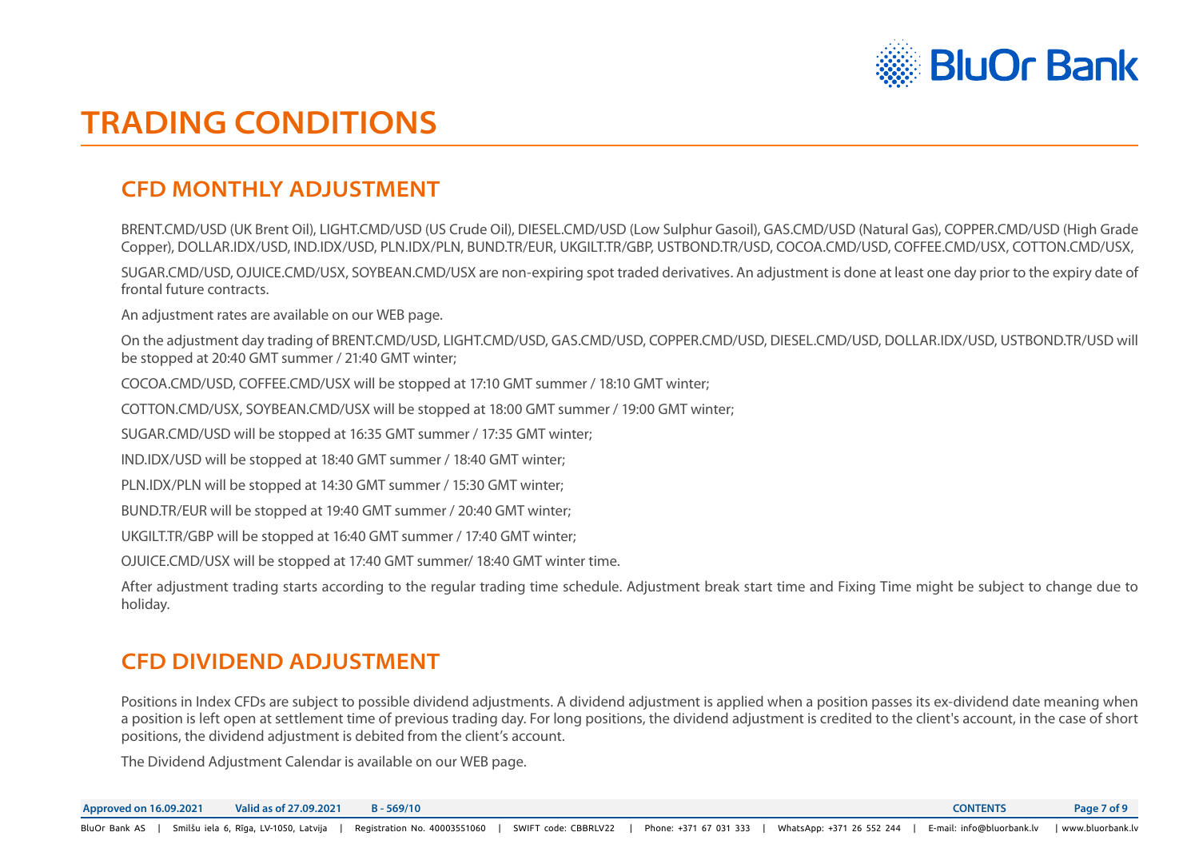# TRADING CONDITIONS

## CFD MONTHLY ADJUSTMENT

BRENT.CMD/USD (UK Brent Oil), LIGHT.CMD/USD (US Crude Oil), DIESEL.CMD/USD (Low Sulphur Gasoil), GAS.CMD/USD (Natural Gas), COPPER.CMD/USD (High Grade Copper), DOLLAR.IDX/USD, IND.IDX/USD, PLN.IDX/PLN, BUND.TR/EUR, UKGILT.TR/GBP, USTBOND.TR/USD, COCOA.CMD/USD, COFFEE.CMD/USX, COTTON.CMD/USX,

SUGAR.CMD/USD, OJUICE.CMD/USX, SOYBEAN.CMD/USX are non-expiring spot traded derivatives. An adjustment is done at least one day prior to the expiry date of frontal future contracts.

An adjustment rates are available on our WEB page.

On the adjustment day trading of BRENT.CMD/USD, LIGHT.CMD/USD, GAS.CMD/USD, COPPER.CMD/USD, DIESEL.CMD/USD, DOLLAR.IDX/USD, USTBOND.TR/USD will be stopped at 20:40 GMT summer / 21:40 GMT winter;

COCOA.CMD/USD, COFFEE.CMD/USX will be stopped at 17:10 GMT summer / 18:10 GMT winter;

COTTON.CMD/USX, SOYBEAN.CMD/USX will be stopped at 18:00 GMT summer / 19:00 GMT winter;

SUGAR.CMD/USD will be stopped at 16:35 GMT summer / 17:35 GMT winter;

IND.IDX/USD will be stopped at 18:40 GMT summer / 18:40 GMT winter;

PLN.IDX/PLN will be stopped at 14:30 GMT summer / 15:30 GMT winter;

BUND.TR/EUR will be stopped at 19:40 GMT summer / 20:40 GMT winter;

UKGILT.TR/GBP will be stopped at 16:40 GMT summer / 17:40 GMT winter;

OJUICE.CMD/USX will be stopped at 17:40 GMT summer/ 18:40 GMT winter time.

After adjustment trading starts according to the regular trading time schedule. Adjustment break start time and Fixing Time might be subject to change due to holiday.

## CFD DIVIDEND ADJUSTMENT

Positions in Index CFDs are subject to possible dividend adjustments. A dividend adjustment is applied when a position passes its ex-dividend date meaning when a position is left open at settlement time of previous trading day. For long positions, the dividend adjustment is credited to the client's account, in the case of short positions, the dividend adjustment is debited from the client's account.

The Dividend Adjustment Calendar is available on our WEB page.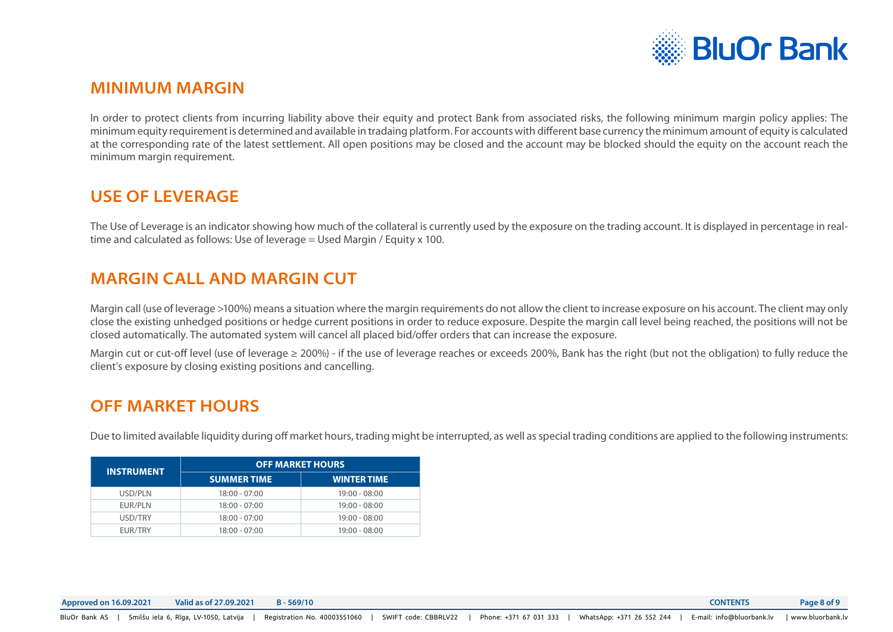## MINIMUM MARGIN

In order to protect clients from incurring liability above their equity and protect Bank from associated risks, the following minimum margin policy applies: The minimum equity requirement is determined and available in tradaing platform. For accounts with different base currency the minimum amount of equity is calculated at the corresponding rate of the latest settlement. All open positions may be closed and the account may be blocked should the equity on the account reach the minimum margin requirement.

## USE OF LEVERAGE

The Use of Leverage is an indicator showing how much of the collateral is currently used by the exposure on the trading account. It is displayed in percentage in real-time and calculated as follows: Use of leverage = Used Margin / Equity x 100.

## MARGIN CALL AND MARGIN CUT

Margin call (use of leverage >100%) means a situation where the margin requirements do not allow the client to increase exposure on his account. The client may only close the existing unhedged positions or hedge current positions in order to reduce exposure. Despite the margin call level being reached, the positions will not be closed automatically. The automated system will cancel all placed bid/offer orders that can increase the exposure.

Margin cut or cut-off level (use of leverage ≥ 200%) - if the use of leverage reaches or exceeds 200%, Bank has the right (but not the obligation) to fully reduce the client's exposure by closing existing positions and cancelling.

## OFF MARKET HOURS

Due to limited available liquidity during off market hours, trading might be interrupted, as well as special trading conditions are applied to the following instruments:

| INSTRUMENT | OFF MARKET HOURS | |
|---|---|---|
| | SUMMER TIME | WINTER TIME |
| USD/PLN | 18:00 - 07:00 | 19:00 - 08:00 |
| EUR/PLN | 18:00 - 07:00 | 19:00 - 08:00 |
| USD/TRY | 18:00 - 07:00 | 19:00 - 08:00 |
| EUR/TRY | 18:00 - 07:00 | 19:00 - 08:00 |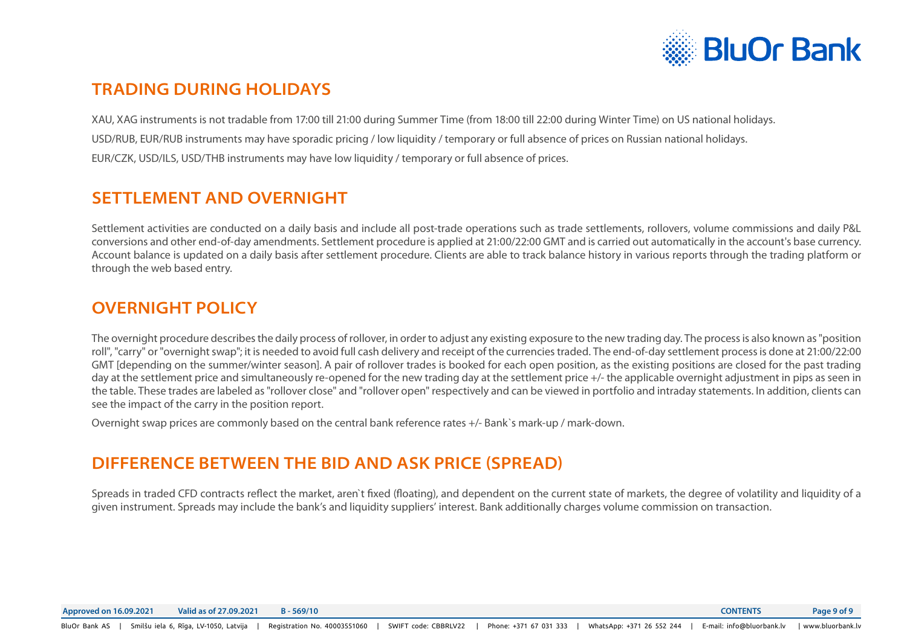## TRADING DURING HOLIDAYS

XAU, XAG instruments is not tradable from 17:00 till 21:00 during Summer Time (from 18:00 till 22:00 during Winter Time) on US national holidays.

USD/RUB, EUR/RUB instruments may have sporadic pricing / low liquidity / temporary or full absence of prices on Russian national holidays.

EUR/CZK, USD/ILS, USD/THB instruments may have low liquidity / temporary or full absence of prices.

## SETTLEMENT AND OVERNIGHT

Settlement activities are conducted on a daily basis and include all post-trade operations such as trade settlements, rollovers, volume commissions and daily P&L conversions and other end-of-day amendments. Settlement procedure is applied at 21:00/22:00 GMT and is carried out automatically in the account's base currency. Account balance is updated on a daily basis after settlement procedure. Clients are able to track balance history in various reports through the trading platform or through the web based entry.

## OVERNIGHT POLICY

The overnight procedure describes the daily process of rollover, in order to adjust any existing exposure to the new trading day. The process is also known as "position roll", "carry" or "overnight swap"; it is needed to avoid full cash delivery and receipt of the currencies traded. The end-of-day settlement process is done at 21:00/22:00 GMT [depending on the summer/winter season]. A pair of rollover trades is booked for each open position, as the existing positions are closed for the past trading day at the settlement price and simultaneously re-opened for the new trading day at the settlement price +/- the applicable overnight adjustment in pips as seen in the table. These trades are labeled as "rollover close" and "rollover open" respectively and can be viewed in portfolio and intraday statements. In addition, clients can see the impact of the carry in the position report.

Overnight swap prices are commonly based on the central bank reference rates +/- Bank`s mark-up / mark-down.

## DIFFERENCE BETWEEN THE BID AND ASK PRICE (SPREAD)

Spreads in traded CFD contracts reflect the market, aren`t fixed (floating), and dependent on the current state of markets, the degree of volatility and liquidity of a given instrument. Spreads may include the bank's and liquidity suppliers' interest. Bank additionally charges volume commission on transaction.